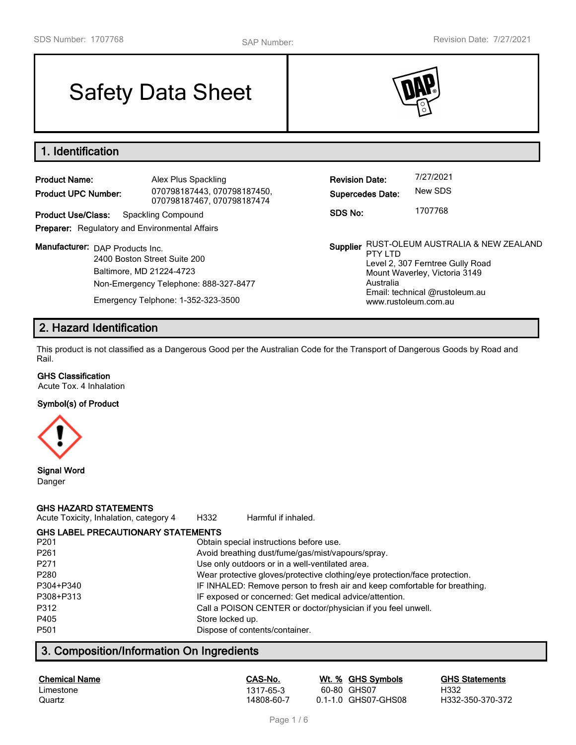SDS Number: 1707768 SAP Number: Revision Date: 7/27/2021

# Safety Data Sheet

## 1. Identification

**Product Name:** Alex Plus Spackling

**Product UPC Number:** 070798187443, 070798187450, 070798187467, 070798187474

**Product Use/Class:** Spackling Compound

**Preparer:** Regulatory and Environmental Affairs

**Manufacturer:** DAP Products Inc.
2400 Boston Street Suite 200
Baltimore, MD 21224-4723
Non-Emergency Telephone: 888-327-8477
Emergency Telphone: 1-352-323-3500

**Revision Date:** 7/27/2021

**Supercedes Date:** New SDS

**SDS No:** 1707768

**Supplier** RUST-OLEUM AUSTRALIA & NEW ZEALAND PTY LTD
Level 2, 307 Ferntree Gully Road
Mount Waverley, Victoria 3149
Australia
Email: technical @rustoleum.au
www.rustoleum.com.au

## 2. Hazard Identification

This product is not classified as a Dangerous Good per the Australian Code for the Transport of Dangerous Goods by Road and Rail.

**GHS Classification**
Acute Tox. 4 Inhalation

**Symbol(s) of Product**

**Signal Word**
Danger

**GHS HAZARD STATEMENTS**

| | | |
|---|---|---|
| Acute Toxicity, Inhalation, category 4 | H332 | Harmful if inhaled. |

**GHS LABEL PRECAUTIONARY STATEMENTS**

| | |
|---|---|
| P201 | Obtain special instructions before use. |
| P261 | Avoid breathing dust/fume/gas/mist/vapours/spray. |
| P271 | Use only outdoors or in a well-ventilated area. |
| P280 | Wear protective gloves/protective clothing/eye protection/face protection. |
| P304+P340 | IF INHALED: Remove person to fresh air and keep comfortable for breathing. |
| P308+P313 | IF exposed or concerned: Get medical advice/attention. |
| P312 | Call a POISON CENTER or doctor/physician if you feel unwell. |
| P405 | Store locked up. |
| P501 | Dispose of contents/container. |

## 3. Composition/Information On Ingredients

| Chemical Name | CAS-No. | Wt. % | GHS Symbols | GHS Statements |
|---|---|---|---|---|
| Limestone | 1317-65-3 | 60-80 | GHS07 | H332 |
| Quartz | 14808-60-7 | 0.1-1.0 | GHS07-GHS08 | H332-350-370-372 |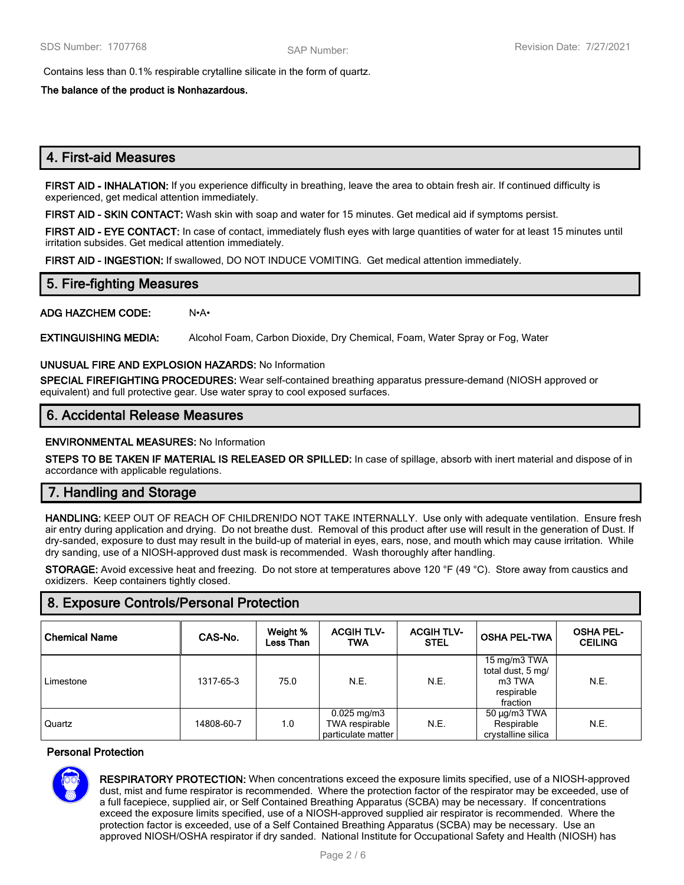Contains less than 0.1% respirable crytalline silicate in the form of quartz.

**The balance of the product is Nonhazardous.**

## 4. First-aid Measures

**FIRST AID - INHALATION:** If you experience difficulty in breathing, leave the area to obtain fresh air. If continued difficulty is experienced, get medical attention immediately.

**FIRST AID - SKIN CONTACT:** Wash skin with soap and water for 15 minutes. Get medical aid if symptoms persist.

**FIRST AID - EYE CONTACT:** In case of contact, immediately flush eyes with large quantities of water for at least 15 minutes until irritation subsides. Get medical attention immediately.

**FIRST AID - INGESTION:** If swallowed, DO NOT INDUCE VOMITING. Get medical attention immediately.

## 5. Fire-fighting Measures

**ADG HAZCHEM CODE:** N•A•

**EXTINGUISHING MEDIA:** Alcohol Foam, Carbon Dioxide, Dry Chemical, Foam, Water Spray or Fog, Water

**UNUSUAL FIRE AND EXPLOSION HAZARDS:** No Information

**SPECIAL FIREFIGHTING PROCEDURES:** Wear self-contained breathing apparatus pressure-demand (NIOSH approved or equivalent) and full protective gear. Use water spray to cool exposed surfaces.

## 6. Accidental Release Measures

**ENVIRONMENTAL MEASURES:** No Information

**STEPS TO BE TAKEN IF MATERIAL IS RELEASED OR SPILLED:** In case of spillage, absorb with inert material and dispose of in accordance with applicable regulations.

## 7. Handling and Storage

**HANDLING:** KEEP OUT OF REACH OF CHILDREN!DO NOT TAKE INTERNALLY. Use only with adequate ventilation. Ensure fresh air entry during application and drying. Do not breathe dust. Removal of this product after use will result in the generation of Dust. If dry-sanded, exposure to dust may result in the build-up of material in eyes, ears, nose, and mouth which may cause irritation. While dry sanding, use of a NIOSH-approved dust mask is recommended. Wash thoroughly after handling.

**STORAGE:** Avoid excessive heat and freezing. Do not store at temperatures above 120 °F (49 °C). Store away from caustics and oxidizers. Keep containers tightly closed.

## 8. Exposure Controls/Personal Protection

| Chemical Name | CAS-No. | Weight % Less Than | ACGIH TLV-TWA | ACGIH TLV-STEL | OSHA PEL-TWA | OSHA PEL-CEILING |
|---|---|---|---|---|---|---|
| Limestone | 1317-65-3 | 75.0 | N.E. | N.E. | 15 mg/m3 TWA total dust, 5 mg/m3 TWA respirable fraction | N.E. |
| Quartz | 14808-60-7 | 1.0 | 0.025 mg/m3 TWA respirable particulate matter | N.E. | 50 µg/m3 TWA Respirable crystalline silica | N.E. |

### Personal Protection

**RESPIRATORY PROTECTION:** When concentrations exceed the exposure limits specified, use of a NIOSH-approved dust, mist and fume respirator is recommended. Where the protection factor of the respirator may be exceeded, use of a full facepiece, supplied air, or Self Contained Breathing Apparatus (SCBA) may be necessary. If concentrations exceed the exposure limits specified, use of a NIOSH-approved supplied air respirator is recommended. Where the protection factor is exceeded, use of a Self Contained Breathing Apparatus (SCBA) may be necessary. Use an approved NIOSH/OSHA respirator if dry sanded. National Institute for Occupational Safety and Health (NIOSH) has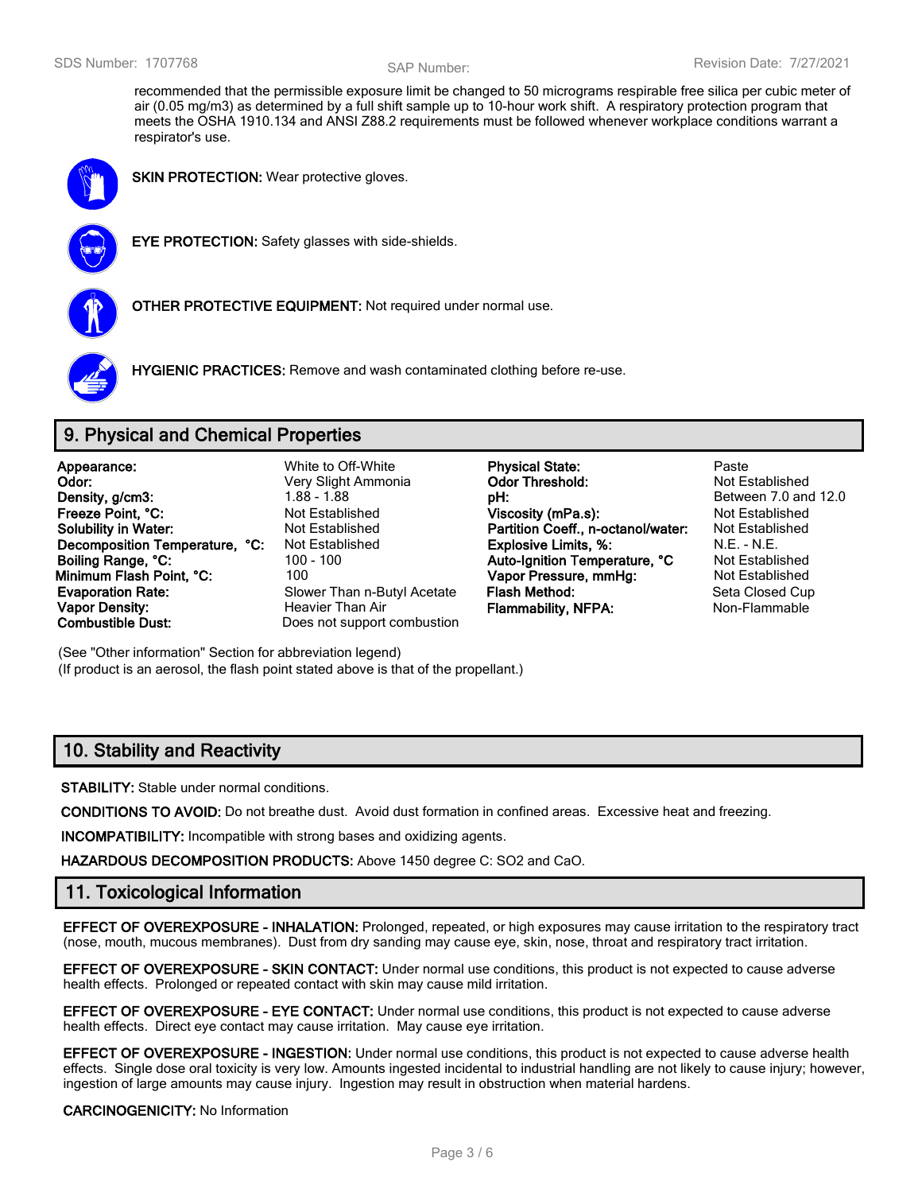recommended that the permissible exposure limit be changed to 50 micrograms respirable free silica per cubic meter of air (0.05 mg/m3) as determined by a full shift sample up to 10-hour work shift. A respiratory protection program that meets the OSHA 1910.134 and ANSI Z88.2 requirements must be followed whenever workplace conditions warrant a respirator's use.

**SKIN PROTECTION:** Wear protective gloves.

**EYE PROTECTION:** Safety glasses with side-shields.

**OTHER PROTECTIVE EQUIPMENT:** Not required under normal use.

**HYGIENIC PRACTICES:** Remove and wash contaminated clothing before re-use.

## 9. Physical and Chemical Properties

| | | | |
|---|---|---|---|
| **Appearance:** | White to Off-White | **Physical State:** | Paste |
| **Odor:** | Very Slight Ammonia | **Odor Threshold:** | Not Established |
| **Density, g/cm3:** | 1.88 - 1.88 | **pH:** | Between 7.0 and 12.0 |
| **Freeze Point, °C:** | Not Established | **Viscosity (mPa.s):** | Not Established |
| **Solubility in Water:** | Not Established | **Partition Coeff., n-octanol/water:** | Not Established |
| **Decomposition Temperature, °C:** | Not Established | **Explosive Limits, %:** | N.E. - N.E. |
| **Boiling Range, °C:** | 100 - 100 | **Auto-Ignition Temperature, °C** | Not Established |
| **Minimum Flash Point, °C:** | 100 | **Vapor Pressure, mmHg:** | Not Established |
| **Evaporation Rate:** | Slower Than n-Butyl Acetate | **Flash Method:** | Seta Closed Cup |
| **Vapor Density:** | Heavier Than Air | **Flammability, NFPA:** | Non-Flammable |
| **Combustible Dust:** | Does not support combustion | | |

(See "Other information" Section for abbreviation legend)
(If product is an aerosol, the flash point stated above is that of the propellant.)

## 10. Stability and Reactivity

**STABILITY:** Stable under normal conditions.

**CONDITIONS TO AVOID:** Do not breathe dust. Avoid dust formation in confined areas. Excessive heat and freezing.

**INCOMPATIBILITY:** Incompatible with strong bases and oxidizing agents.

**HAZARDOUS DECOMPOSITION PRODUCTS:** Above 1450 degree C: $SO_2$ and CaO.

## 11. Toxicological Information

**EFFECT OF OVEREXPOSURE - INHALATION:** Prolonged, repeated, or high exposures may cause irritation to the respiratory tract (nose, mouth, mucous membranes). Dust from dry sanding may cause eye, skin, nose, throat and respiratory tract irritation.

**EFFECT OF OVEREXPOSURE - SKIN CONTACT:** Under normal use conditions, this product is not expected to cause adverse health effects. Prolonged or repeated contact with skin may cause mild irritation.

**EFFECT OF OVEREXPOSURE - EYE CONTACT:** Under normal use conditions, this product is not expected to cause adverse health effects. Direct eye contact may cause irritation. May cause eye irritation.

**EFFECT OF OVEREXPOSURE - INGESTION:** Under normal use conditions, this product is not expected to cause adverse health effects. Single dose oral toxicity is very low. Amounts ingested incidental to industrial handling are not likely to cause injury; however, ingestion of large amounts may cause injury. Ingestion may result in obstruction when material hardens.

**CARCINOGENICITY:** No Information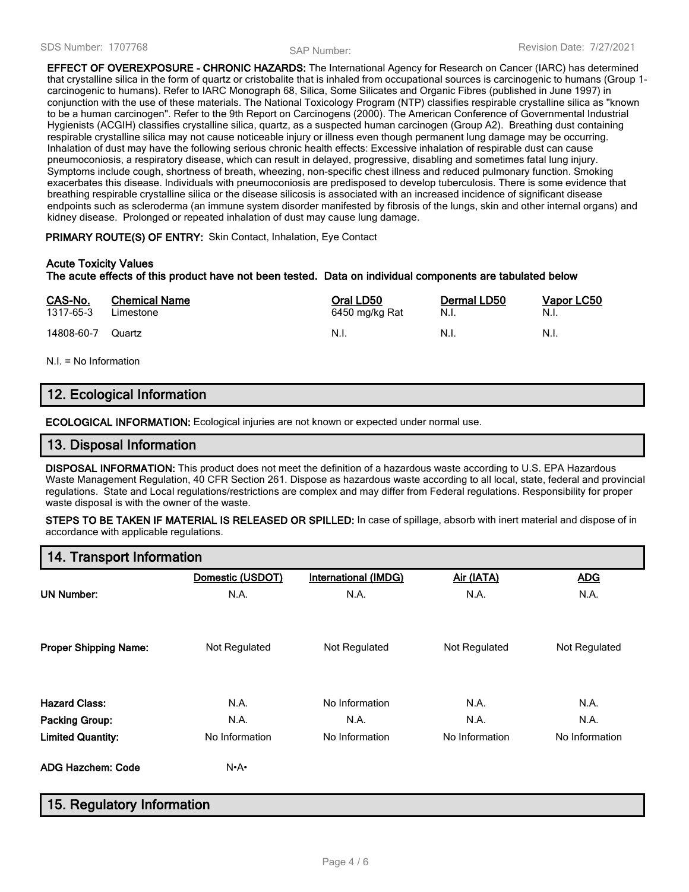**EFFECT OF OVEREXPOSURE - CHRONIC HAZARDS:** The International Agency for Research on Cancer (IARC) has determined that crystalline silica in the form of quartz or cristobalite that is inhaled from occupational sources is carcinogenic to humans (Group 1-carcinogenic to humans). Refer to IARC Monograph 68, Silica, Some Silicates and Organic Fibres (published in June 1997) in conjunction with the use of these materials. The National Toxicology Program (NTP) classifies respirable crystalline silica as "known to be a human carcinogen". Refer to the 9th Report on Carcinogens (2000). The American Conference of Governmental Industrial Hygienists (ACGIH) classifies crystalline silica, quartz, as a suspected human carcinogen (Group A2). Breathing dust containing respirable crystalline silica may not cause noticeable injury or illness even though permanent lung damage may be occurring. Inhalation of dust may have the following serious chronic health effects: Excessive inhalation of respirable dust can cause pneumoconiosis, a respiratory disease, which can result in delayed, progressive, disabling and sometimes fatal lung injury. Symptoms include cough, shortness of breath, wheezing, non-specific chest illness and reduced pulmonary function. Smoking exacerbates this disease. Individuals with pneumoconiosis are predisposed to develop tuberculosis. There is some evidence that breathing respirable crystalline silica or the disease silicosis is associated with an increased incidence of significant disease endpoints such as scleroderma (an immune system disorder manifested by fibrosis of the lungs, skin and other internal organs) and kidney disease. Prolonged or repeated inhalation of dust may cause lung damage.

**PRIMARY ROUTE(S) OF ENTRY:** Skin Contact, Inhalation, Eye Contact

**Acute Toxicity Values**
**The acute effects of this product have not been tested. Data on individual components are tabulated below**

| CAS-No. | Chemical Name | Oral LD50 | Dermal LD50 | Vapor LC50 |
|---|---|---|---|---|
| 1317-65-3 | Limestone | 6450 mg/kg Rat | N.I. | N.I. |
| 14808-60-7 | Quartz | N.I. | N.I. | N.I. |

N.I. = No Information

## 12. Ecological Information

**ECOLOGICAL INFORMATION:** Ecological injuries are not known or expected under normal use.

## 13. Disposal Information

**DISPOSAL INFORMATION:** This product does not meet the definition of a hazardous waste according to U.S. EPA Hazardous Waste Management Regulation, 40 CFR Section 261. Dispose as hazardous waste according to all local, state, federal and provincial regulations. State and Local regulations/restrictions are complex and may differ from Federal regulations. Responsibility for proper waste disposal is with the owner of the waste.

**STEPS TO BE TAKEN IF MATERIAL IS RELEASED OR SPILLED:** In case of spillage, absorb with inert material and dispose of in accordance with applicable regulations.

## 14. Transport Information

| | Domestic (USDOT) | International (IMDG) | Air (IATA) | ADG |
|---|---|---|---|---|
| **UN Number:** | N.A. | N.A. | N.A. | N.A. |
| **Proper Shipping Name:** | Not Regulated | Not Regulated | Not Regulated | Not Regulated |
| **Hazard Class:** | N.A. | No Information | N.A. | N.A. |
| **Packing Group:** | N.A. | N.A. | N.A. | N.A. |
| **Limited Quantity:** | No Information | No Information | No Information | No Information |
| **ADG Hazchem: Code** | N•A• | | | |

## 15. Regulatory Information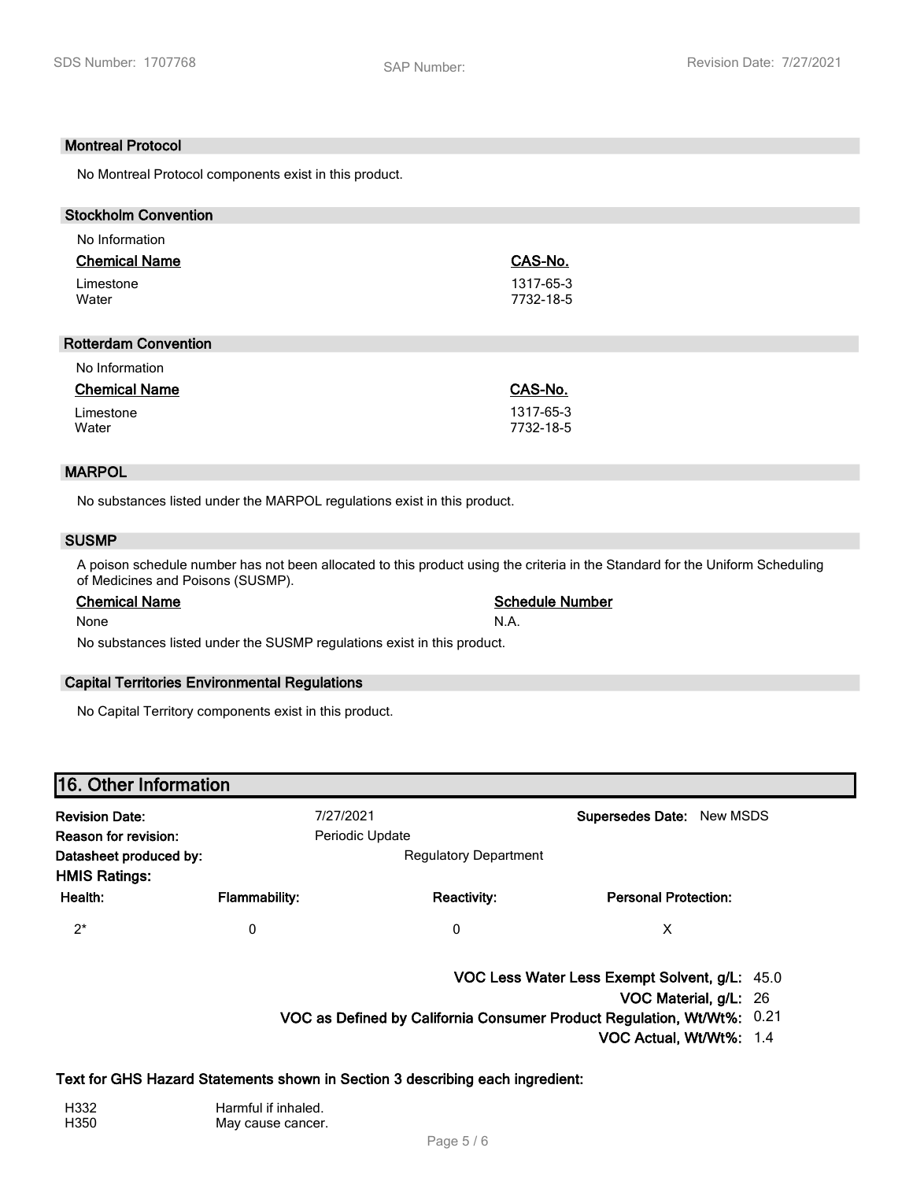### Montreal Protocol

No Montreal Protocol components exist in this product.

### Stockholm Convention

No Information

| Chemical Name | CAS-No. |
| --- | --- |
| Limestone | 1317-65-3 |
| Water | 7732-18-5 |

### Rotterdam Convention

No Information

| Chemical Name | CAS-No. |
| --- | --- |
| Limestone | 1317-65-3 |
| Water | 7732-18-5 |

### MARPOL

No substances listed under the MARPOL regulations exist in this product.

### SUSMP

A poison schedule number has not been allocated to this product using the criteria in the Standard for the Uniform Scheduling of Medicines and Poisons (SUSMP).

| Chemical Name | Schedule Number |
| --- | --- |
| None | N.A. |

No substances listed under the SUSMP regulations exist in this product.

### Capital Territories Environmental Regulations

No Capital Territory components exist in this product.

## 16. Other Information

**Revision Date:** 7/27/2021 **Supersedes Date:** New MSDS
**Reason for revision:** Periodic Update
**Datasheet produced by:** Regulatory Department
**HMIS Ratings:**

| Health: | Flammability: | Reactivity: | Personal Protection: |
| --- | --- | --- | --- |
| 2* | 0 | 0 | X |

**VOC Less Water Less Exempt Solvent, g/L:** 45.0
**VOC Material, g/L:** 26
**VOC as Defined by California Consumer Product Regulation, Wt/Wt%:** 0.21
**VOC Actual, Wt/Wt%:** 1.4

**Text for GHS Hazard Statements shown in Section 3 describing each ingredient:**

| | |
| --- | --- |
| H332 | Harmful if inhaled. |
| H350 | May cause cancer. |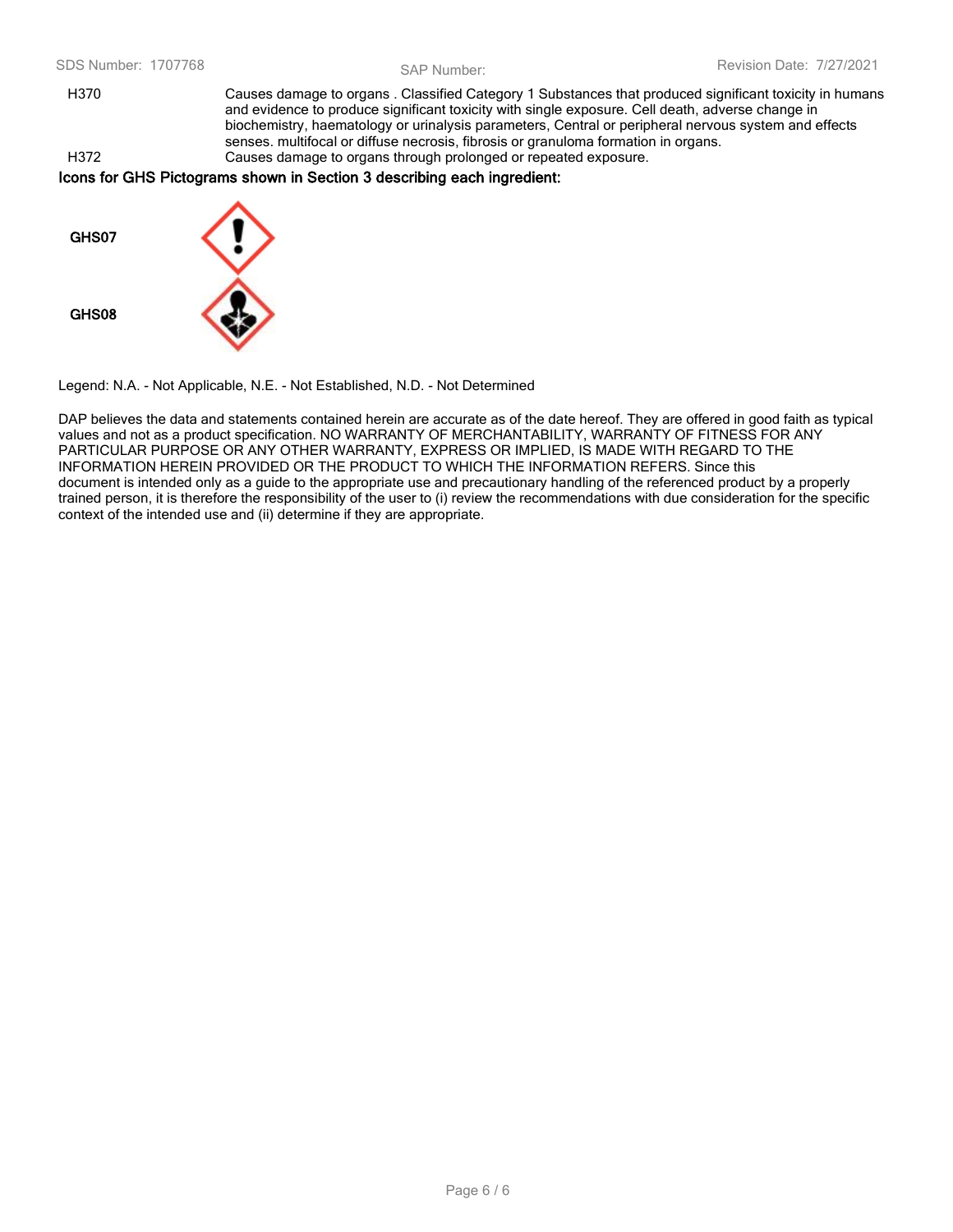| | |
|---|---|
| H370 | Causes damage to organs . Classified Category 1 Substances that produced significant toxicity in humans and evidence to produce significant toxicity with single exposure. Cell death, adverse change in biochemistry, haematology or urinalysis parameters, Central or peripheral nervous system and effects senses. multifocal or diffuse necrosis, fibrosis or granuloma formation in organs. |
| H372 | Causes damage to organs through prolonged or repeated exposure. |

**Icons for GHS Pictograms shown in Section 3 describing each ingredient:**

GHS07

GHS08

Legend: N.A. - Not Applicable, N.E. - Not Established, N.D. - Not Determined

DAP believes the data and statements contained herein are accurate as of the date hereof. They are offered in good faith as typical values and not as a product specification. NO WARRANTY OF MERCHANTABILITY, WARRANTY OF FITNESS FOR ANY PARTICULAR PURPOSE OR ANY OTHER WARRANTY, EXPRESS OR IMPLIED, IS MADE WITH REGARD TO THE INFORMATION HEREIN PROVIDED OR THE PRODUCT TO WHICH THE INFORMATION REFERS. Since this document is intended only as a guide to the appropriate use and precautionary handling of the referenced product by a properly trained person, it is therefore the responsibility of the user to (i) review the recommendations with due consideration for the specific context of the intended use and (ii) determine if they are appropriate.